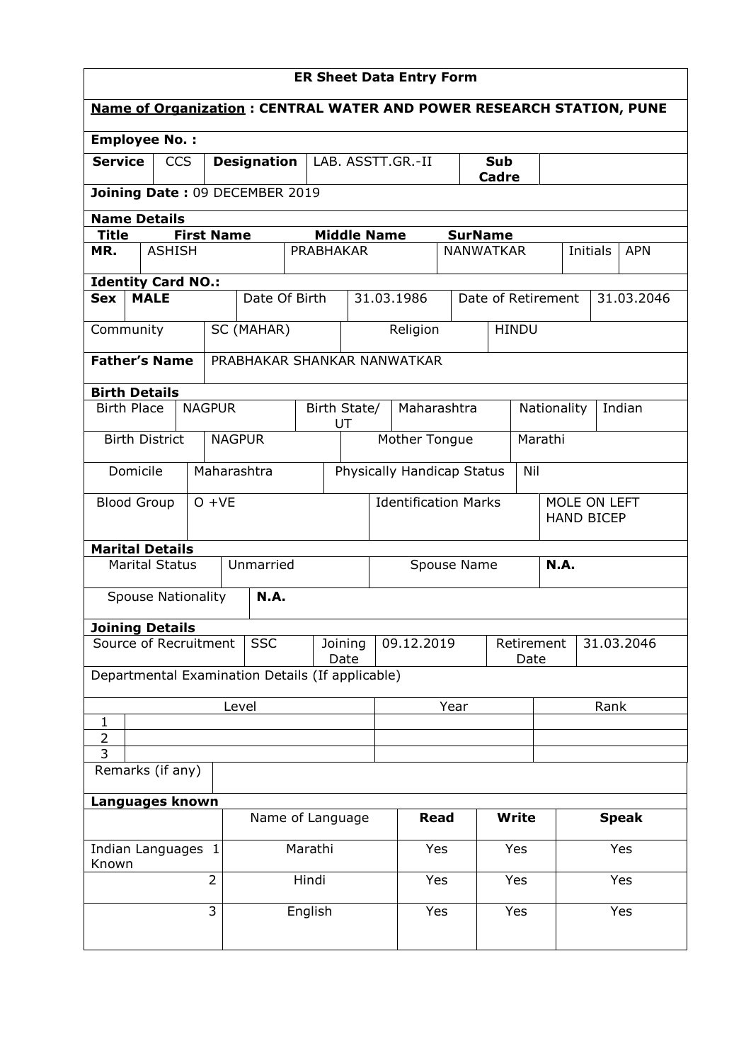# ER Sheet Data Entry Form

**Name of Organization : CENTRAL WATER AND POWER RESEARCH STATION, PUNE**

**Employee No. :**

| **Service** | CCS | **Designation** | LAB. ASSTT.GR.-II | **Sub Cadre** | |
|---|---|---|---|---|---|

**Joining Date :** 09 DECEMBER 2019

**Name Details**

| **Title** | **First Name** | **Middle Name** | **SurName** | | |
|---|---|---|---|---|---|
| **MR.** | ASHISH | PRABHAKAR | NANWATKAR | Initials | APN |

**Identity Card NO.:**

| **Sex** | **MALE** | Date Of Birth | 31.03.1986 | Date of Retirement | 31.03.2046 |
|---|---|---|---|---|---|
| Community | SC (MAHAR) | Religion | HINDU | | |
| **Father's Name** | PRABHAKAR SHANKAR NANWATKAR | | | | |

**Birth Details**

| Birth Place | NAGPUR | Birth State/ UT | Maharashtra | Nationality | Indian |
|---|---|---|---|---|---|
| Birth District | NAGPUR | Mother Tongue | Marathi | | |
| Domicile | Maharashtra | Physically Handicap Status | Nil | | |
| Blood Group | O +VE | Identification Marks | MOLE ON LEFT HAND BICEP | | |

**Marital Details**

| Marital Status | Unmarried | Spouse Name | **N.A.** |
|---|---|---|---|
| Spouse Nationality | **N.A.** | | |

**Joining Details**

| Source of Recruitment | SSC | Joining Date | 09.12.2019 | Retirement Date | 31.03.2046 |
|---|---|---|---|---|---|

Departmental Examination Details (If applicable)

| | Level | Year | Rank |
|---|---|---|---|
| 1 | | | |
| 2 | | | |
| 3 | | | |

Remarks (if any)

**Languages known**

| | | Name of Language | **Read** | **Write** | **Speak** |
|---|---|---|---|---|---|
| Indian Languages Known | 1 | Marathi | Yes | Yes | Yes |
| | 2 | Hindi | Yes | Yes | Yes |
| | 3 | English | Yes | Yes | Yes |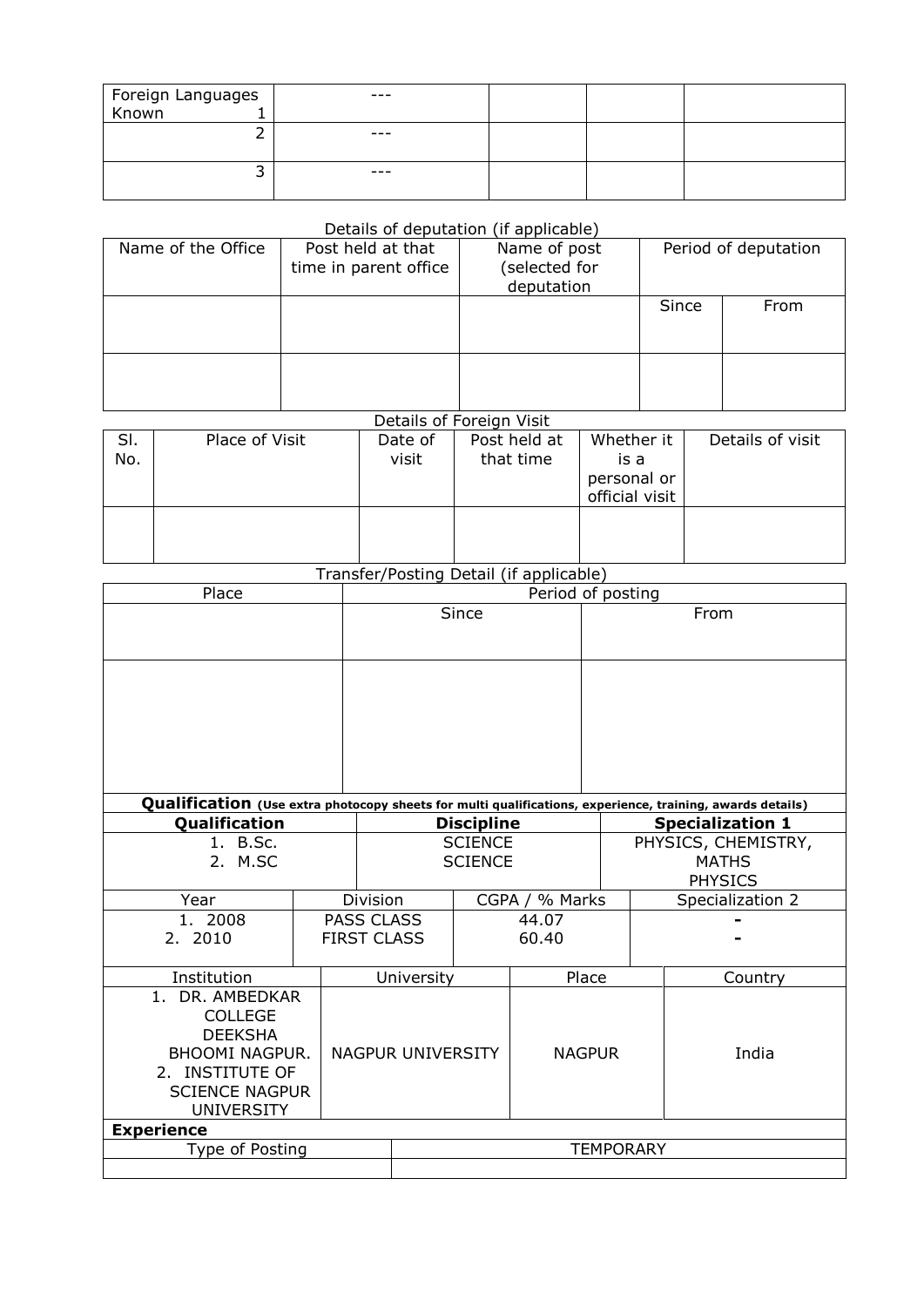| Foreign Languages Known 1 | --- | | | |
|---|---|---|---|---|
| 2 | --- | | | |
| 3 | --- | | | |

Details of deputation (if applicable)

| Name of the Office | Post held at that time in parent office | Name of post (selected for deputation | Period of deputation | |
|---|---|---|---|---|
| | | | Since | From |
| | | | | |

Details of Foreign Visit

| Sl. No. | Place of Visit | Date of visit | Post held at that time | Whether it is a personal or official visit | Details of visit |
|---|---|---|---|---|---|
| | | | | | |

Transfer/Posting Detail (if applicable)

| Place | Period of posting | |
|---|---|---|
| | Since | From |
| | | |

**Qualification** **(Use extra photocopy sheets for multi qualifications, experience, training, awards details)**

| **Qualification** | **Discipline** | **Specialization 1** |
|---|---|---|
| 1. B.Sc.<br>2. M.SC | SCIENCE<br>SCIENCE | PHYSICS, CHEMISTRY, MATHS<br>PHYSICS |

| Year | Division | CGPA / % Marks | Specialization 2 |
|---|---|---|---|
| 1. 2008<br>2. 2010 | PASS CLASS<br>FIRST CLASS | 44.07<br>60.40 | -<br>- |

| Institution | University | Place | Country |
|---|---|---|---|
| 1. DR. AMBEDKAR COLLEGE DEEKSHA BHOOMI NAGPUR.<br>2. INSTITUTE OF SCIENCE NAGPUR UNIVERSITY | NAGPUR UNIVERSITY | NAGPUR | India |

**Experience**

| Type of Posting | TEMPORARY |
|---|---|
| | |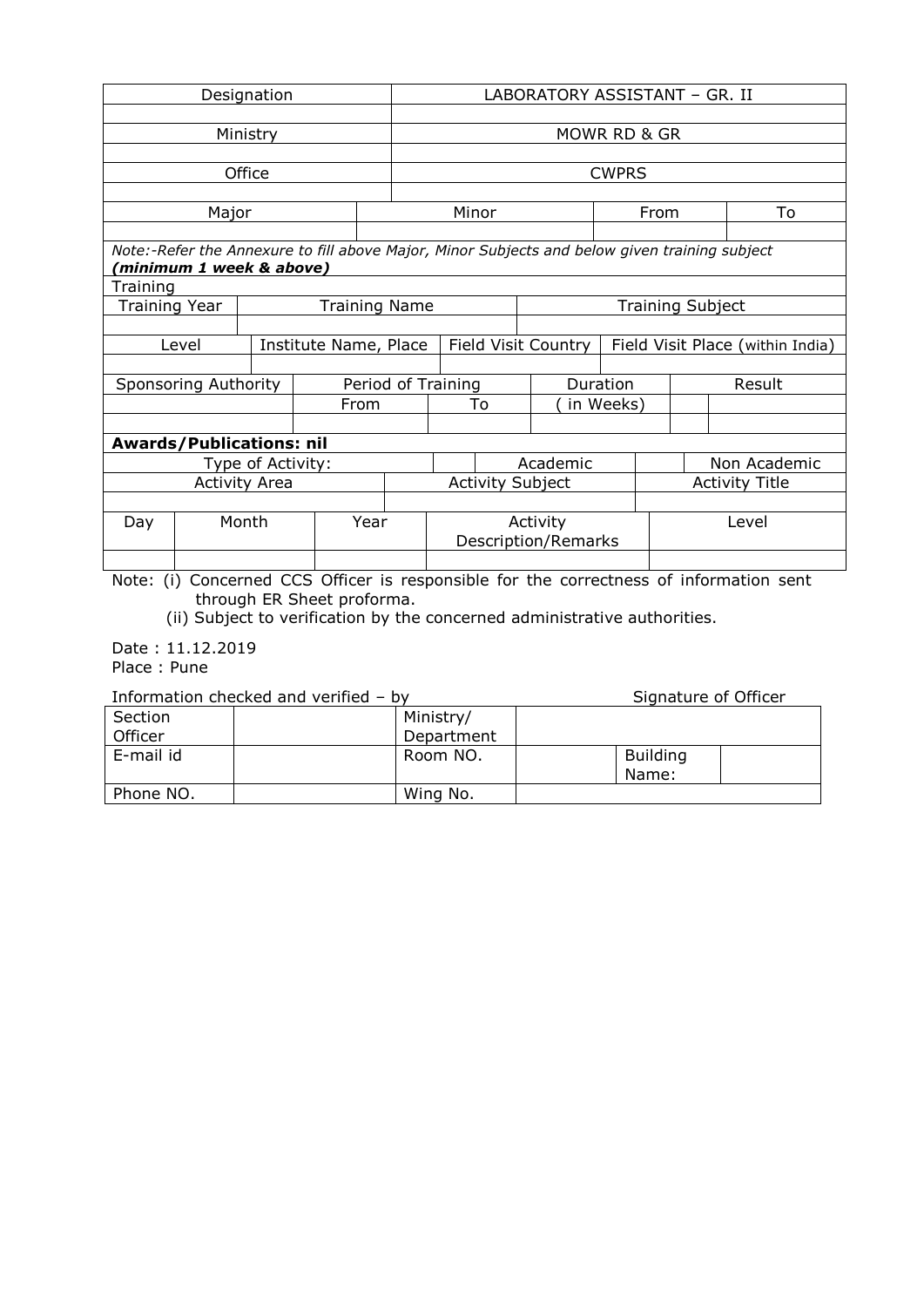| Designation | LABORATORY ASSISTANT – GR. II |
|---|---|
| | |
| Ministry | MOWR RD & GR |
| | |
| Office | CWPRS |
| | |

| Major | Minor | From | To |
|---|---|---|---|
| | | | |

*Note:-Refer the Annexure to fill above Major, Minor Subjects and below given training subject* ***(minimum 1 week & above)***

Training

| Training Year | Training Name | Training Subject |
|---|---|---|
| | | |

| Level | Institute Name, Place | Field Visit Country | Field Visit Place (within India) |
|---|---|---|---|
| | | | |

| Sponsoring Authority | Period of Training | | Duration | Result | |
|---|---|---|---|---|---|
| | From | To | ( in Weeks) | | |
| | | | | | |

**Awards/Publications: nil**

| Type of Activity: | | Academic | | Non Academic |
|---|---|---|---|---|

| Activity Area | Activity Subject | Activity Title |
|---|---|---|
| | | |

| Day | Month | Year | Activity Description/Remarks | Level |
|---|---|---|---|---|
| | | | | |

Note: (i) Concerned CCS Officer is responsible for the correctness of information sent through ER Sheet proforma.

(ii) Subject to verification by the concerned administrative authorities.

Date : 11.12.2019

Place : Pune

Information checked and verified – by Signature of Officer

| | | | | | |
|---|---|---|---|---|---|
| Section Officer | | Ministry/ Department | | | |
| E-mail id | | Room NO. | | Building Name: | |
| Phone NO. | | Wing No. | | | |